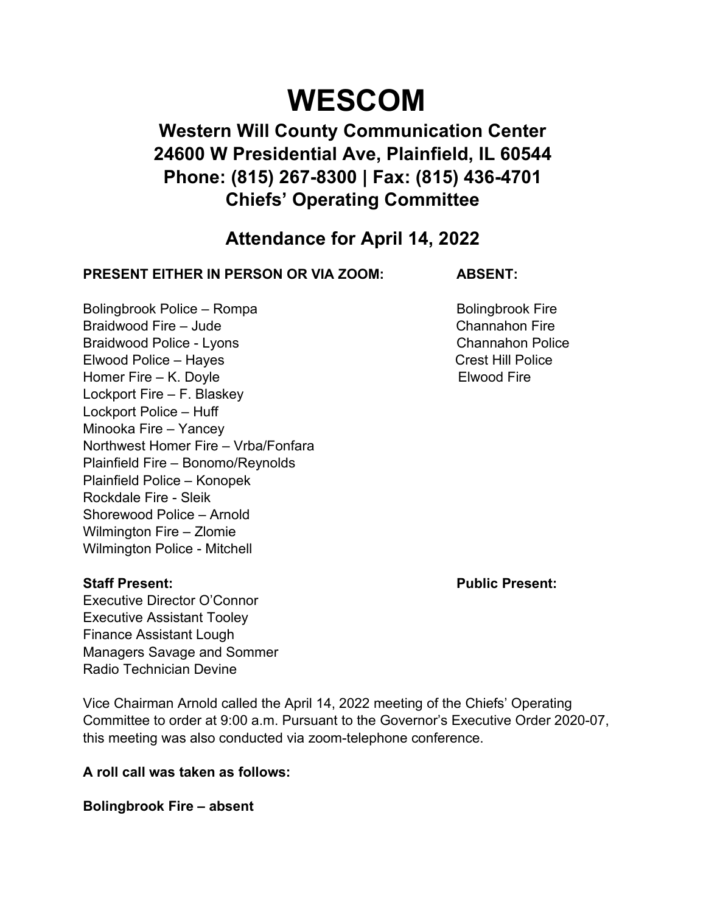# WESCOM

## Western Will County Communication Center
## 24600 W Presidential Ave, Plainfield, IL 60544
## Phone: (815) 267-8300 | Fax: (815) 436-4701
## Chiefs' Operating Committee

## Attendance for April 14, 2022

**PRESENT EITHER IN PERSON OR VIA ZOOM:**

Bolingbrook Police – Rompa
Braidwood Fire – Jude
Braidwood Police - Lyons
Elwood Police – Hayes
Homer Fire – K. Doyle
Lockport Fire – F. Blaskey
Lockport Police – Huff
Minooka Fire – Yancey
Northwest Homer Fire – Vrba/Fonfara
Plainfield Fire – Bonomo/Reynolds
Plainfield Police – Konopek
Rockdale Fire - Sleik
Shorewood Police – Arnold
Wilmington Fire – Zlomie
Wilmington Police - Mitchell

**ABSENT:**

Bolingbrook Fire
Channahon Fire
Channahon Police
Crest Hill Police
Elwood Fire

**Staff Present:**

Executive Director O'Connor
Executive Assistant Tooley
Finance Assistant Lough
Managers Savage and Sommer
Radio Technician Devine

**Public Present:**

Vice Chairman Arnold called the April 14, 2022 meeting of the Chiefs' Operating Committee to order at 9:00 a.m. Pursuant to the Governor's Executive Order 2020-07, this meeting was also conducted via zoom-telephone conference.

**A roll call was taken as follows:**

**Bolingbrook Fire – absent**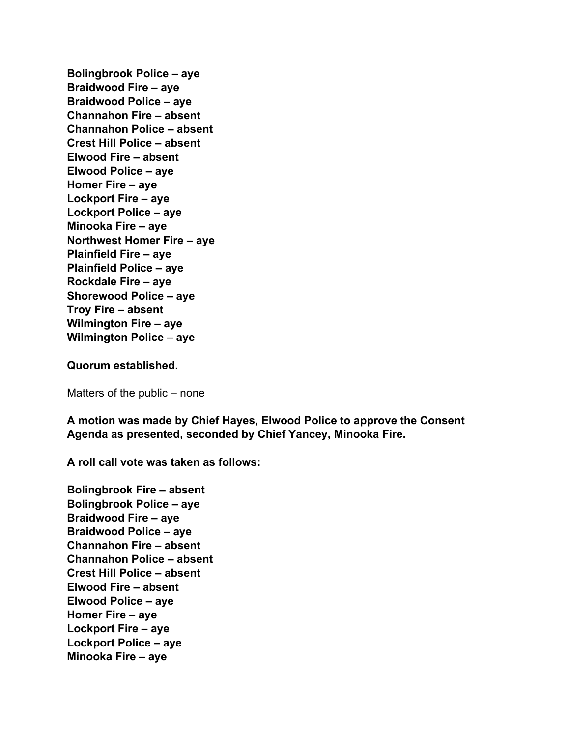**Bolingbrook Police – aye**
**Braidwood Fire – aye**
**Braidwood Police – aye**
**Channahon Fire – absent**
**Channahon Police – absent**
**Crest Hill Police – absent**
**Elwood Fire – absent**
**Elwood Police – aye**
**Homer Fire – aye**
**Lockport Fire – aye**
**Lockport Police – aye**
**Minooka Fire – aye**
**Northwest Homer Fire – aye**
**Plainfield Fire – aye**
**Plainfield Police – aye**
**Rockdale Fire – aye**
**Shorewood Police – aye**
**Troy Fire – absent**
**Wilmington Fire – aye**
**Wilmington Police – aye**

**Quorum established.**

Matters of the public – none

**A motion was made by Chief Hayes, Elwood Police to approve the Consent Agenda as presented, seconded by Chief Yancey, Minooka Fire.**

**A roll call vote was taken as follows:**

**Bolingbrook Fire – absent**
**Bolingbrook Police – aye**
**Braidwood Fire – aye**
**Braidwood Police – aye**
**Channahon Fire – absent**
**Channahon Police – absent**
**Crest Hill Police – absent**
**Elwood Fire – absent**
**Elwood Police – aye**
**Homer Fire – aye**
**Lockport Fire – aye**
**Lockport Police – aye**
**Minooka Fire – aye**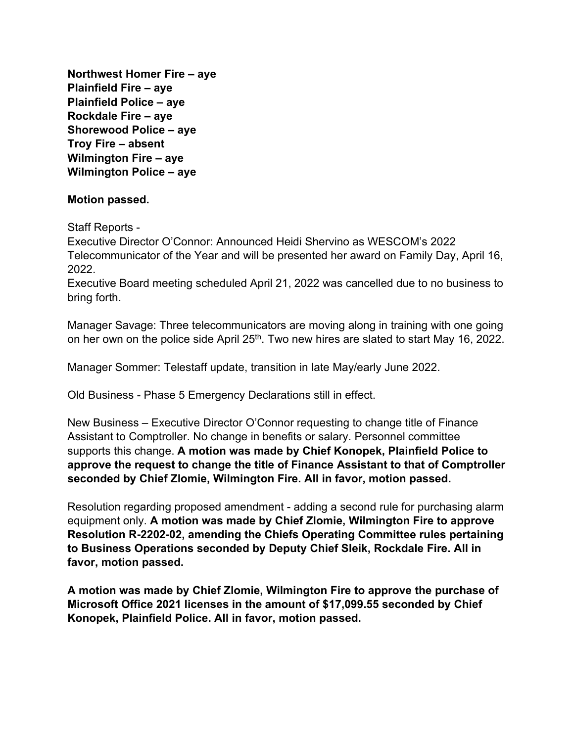**Northwest Homer Fire – aye**
**Plainfield Fire – aye**
**Plainfield Police – aye**
**Rockdale Fire – aye**
**Shorewood Police – aye**
**Troy Fire – absent**
**Wilmington Fire – aye**
**Wilmington Police – aye**

**Motion passed.**

Staff Reports -
Executive Director O'Connor: Announced Heidi Shervino as WESCOM's 2022 Telecommunicator of the Year and will be presented her award on Family Day, April 16, 2022.
Executive Board meeting scheduled April 21, 2022 was cancelled due to no business to bring forth.

Manager Savage: Three telecommunicators are moving along in training with one going on her own on the police side April 25th. Two new hires are slated to start May 16, 2022.

Manager Sommer: Telestaff update, transition in late May/early June 2022.

Old Business - Phase 5 Emergency Declarations still in effect.

New Business – Executive Director O'Connor requesting to change title of Finance Assistant to Comptroller. No change in benefits or salary. Personnel committee supports this change. **A motion was made by Chief Konopek, Plainfield Police to approve the request to change the title of Finance Assistant to that of Comptroller seconded by Chief Zlomie, Wilmington Fire. All in favor, motion passed.**

Resolution regarding proposed amendment - adding a second rule for purchasing alarm equipment only. **A motion was made by Chief Zlomie, Wilmington Fire to approve Resolution R-2202-02, amending the Chiefs Operating Committee rules pertaining to Business Operations seconded by Deputy Chief Sleik, Rockdale Fire. All in favor, motion passed.**

**A motion was made by Chief Zlomie, Wilmington Fire to approve the purchase of Microsoft Office 2021 licenses in the amount of $17,099.55 seconded by Chief Konopek, Plainfield Police. All in favor, motion passed.**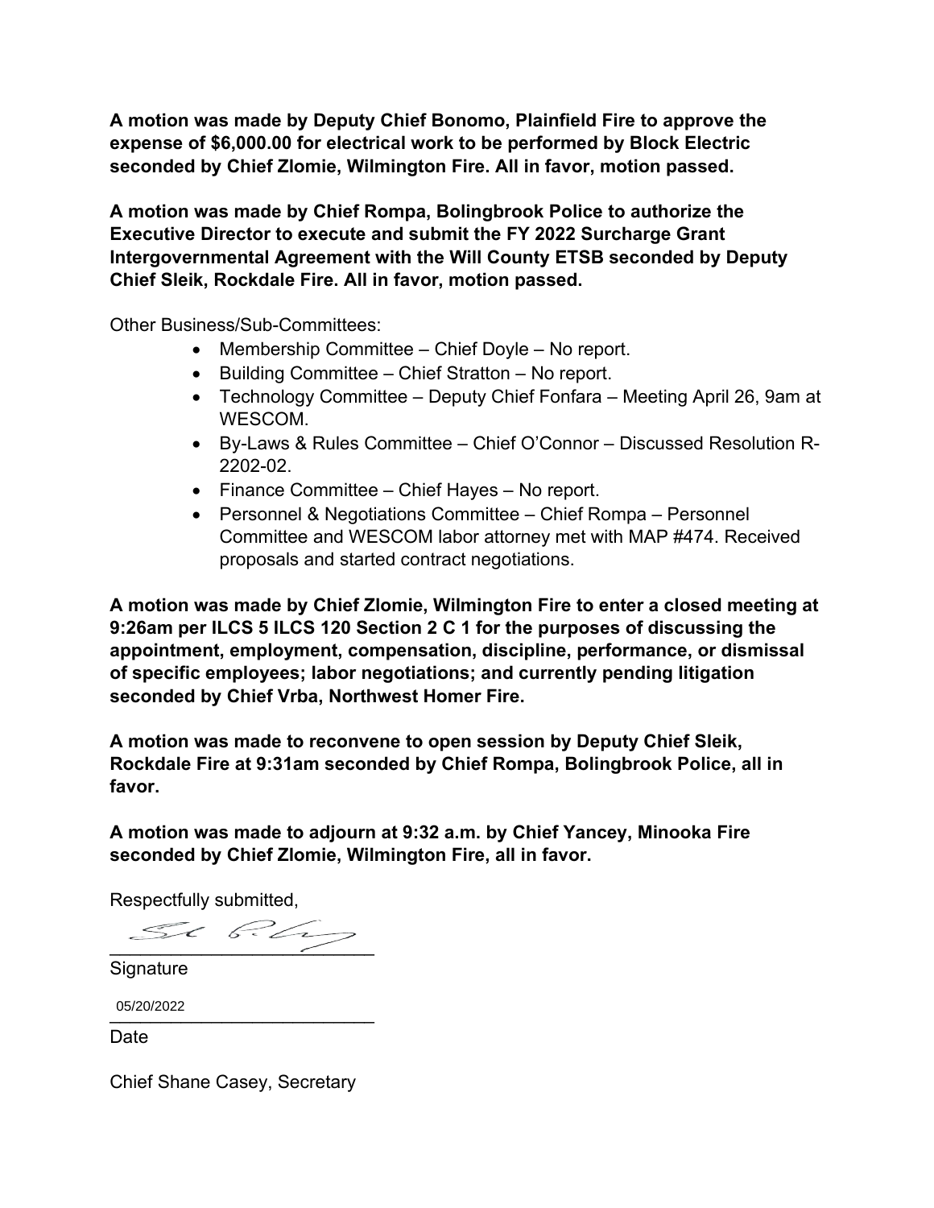**A motion was made by Deputy Chief Bonomo, Plainfield Fire to approve the expense of $6,000.00 for electrical work to be performed by Block Electric seconded by Chief Zlomie, Wilmington Fire. All in favor, motion passed.**

**A motion was made by Chief Rompa, Bolingbrook Police to authorize the Executive Director to execute and submit the FY 2022 Surcharge Grant Intergovernmental Agreement with the Will County ETSB seconded by Deputy Chief Sleik, Rockdale Fire. All in favor, motion passed.**

Other Business/Sub-Committees:

- Membership Committee – Chief Doyle – No report.
- Building Committee – Chief Stratton – No report.
- Technology Committee – Deputy Chief Fonfara – Meeting April 26, 9am at WESCOM.
- By-Laws & Rules Committee – Chief O'Connor – Discussed Resolution R-2202-02.
- Finance Committee – Chief Hayes – No report.
- Personnel & Negotiations Committee – Chief Rompa – Personnel Committee and WESCOM labor attorney met with MAP #474. Received proposals and started contract negotiations.

**A motion was made by Chief Zlomie, Wilmington Fire to enter a closed meeting at 9:26am per ILCS 5 ILCS 120 Section 2 C 1 for the purposes of discussing the appointment, employment, compensation, discipline, performance, or dismissal of specific employees; labor negotiations; and currently pending litigation seconded by Chief Vrba, Northwest Homer Fire.**

**A motion was made to reconvene to open session by Deputy Chief Sleik, Rockdale Fire at 9:31am seconded by Chief Rompa, Bolingbrook Police, all in favor.**

**A motion was made to adjourn at 9:32 a.m. by Chief Yancey, Minooka Fire seconded by Chief Zlomie, Wilmington Fire, all in favor.**

Respectfully submitted,

\_\_\_\_\_\_\_\_\_\_\_\_\_\_\_\_\_\_\_\_\_\_\_\_\_\_

Signature

05/20/2022

\_\_\_\_\_\_\_\_\_\_\_\_\_\_\_\_\_\_\_\_\_\_\_\_\_\_

Date

Chief Shane Casey, Secretary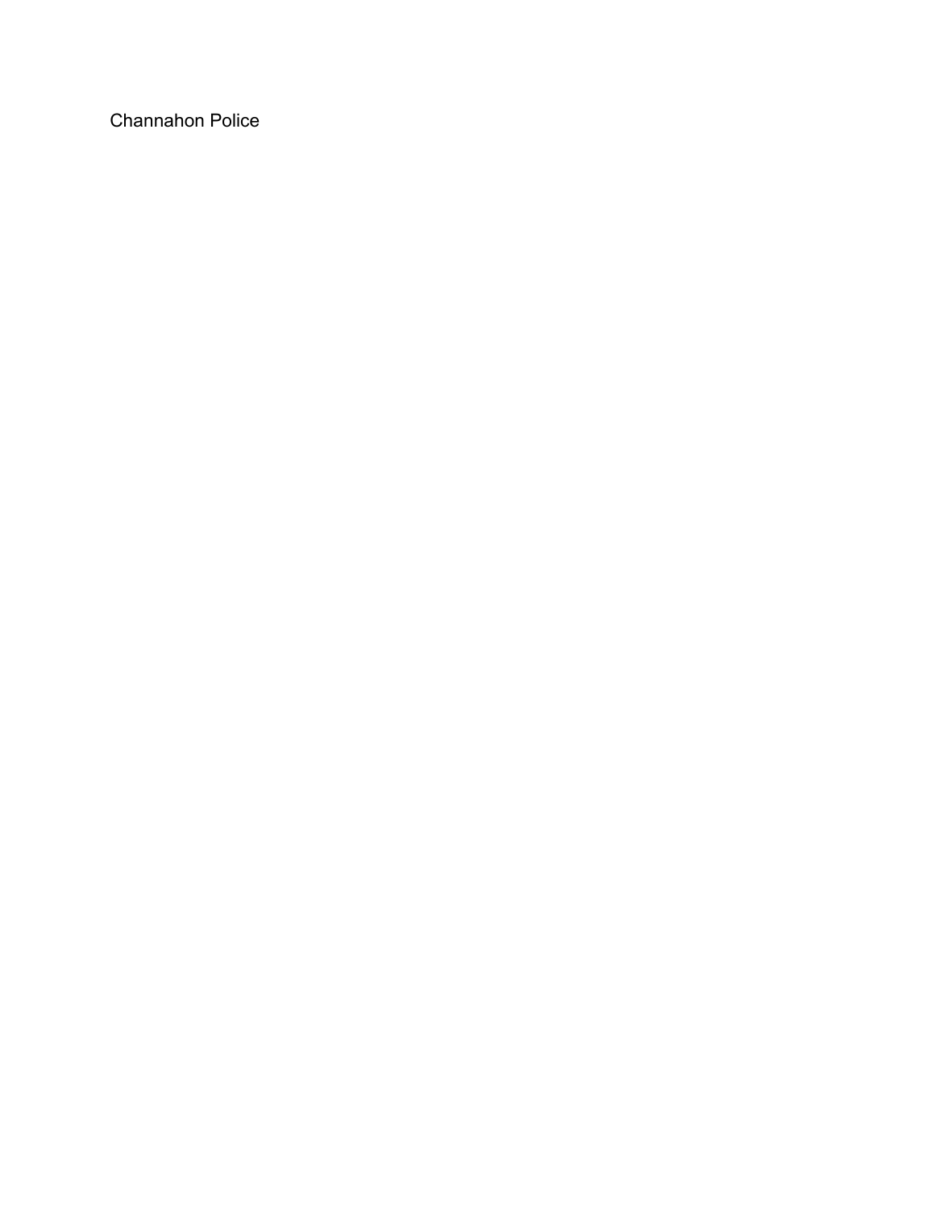Channahon Police